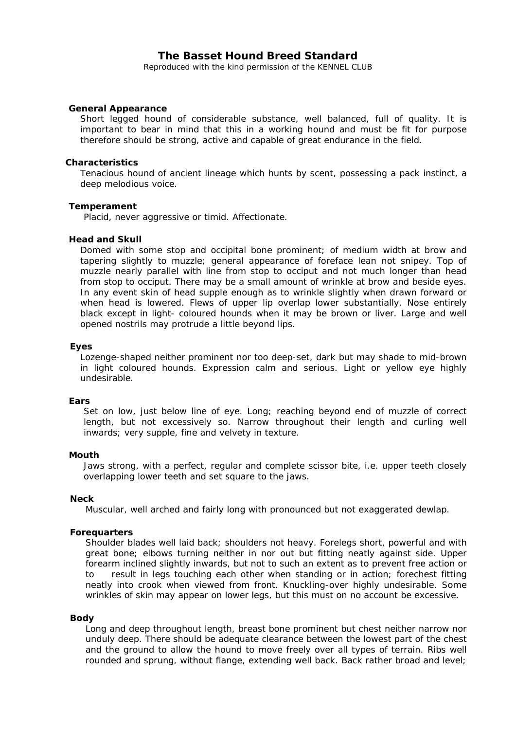# The Basset Hound Breed Standard

Reproduced with the kind permission of the KENNEL CLUB

## General Appearance

Short legged hound of considerable substance, well balanced, full of quality. It is important to bear in mind that this in a working hound and must be fit for purpose therefore should be strong, active and capable of great endurance in the field.

## Characteristics

Tenacious hound of ancient lineage which hunts by scent, possessing a pack instinct, a deep melodious voice.

## Temperament

Placid, never aggressive or timid. Affectionate.

## Head and Skull

Domed with some stop and occipital bone prominent; of medium width at brow and tapering slightly to muzzle; general appearance of foreface lean not snipey. Top of muzzle nearly parallel with line from stop to occiput and not much longer than head from stop to occiput. There may be a small amount of wrinkle at brow and beside eyes. In any event skin of head supple enough as to wrinkle slightly when drawn forward or when head is lowered. Flews of upper lip overlap lower substantially. Nose entirely black except in light- coloured hounds when it may be brown or liver. Large and well opened nostrils may protrude a little beyond lips.

## Eyes

Lozenge-shaped neither prominent nor too deep-set, dark but may shade to mid-brown in light coloured hounds. Expression calm and serious. Light or yellow eye highly undesirable.

## Ears

Set on low, just below line of eye. Long; reaching beyond end of muzzle of correct length, but not excessively so. Narrow throughout their length and curling well inwards; very supple, fine and velvety in texture.

## Mouth

Jaws strong, with a perfect, regular and complete scissor bite, i.e. upper teeth closely overlapping lower teeth and set square to the jaws.

## Neck

Muscular, well arched and fairly long with pronounced but not exaggerated dewlap.

## Forequarters

Shoulder blades well laid back; shoulders not heavy. Forelegs short, powerful and with great bone; elbows turning neither in nor out but fitting neatly against side. Upper forearm inclined slightly inwards, but not to such an extent as to prevent free action or to result in legs touching each other when standing or in action; forechest fitting neatly into crook when viewed from front. Knuckling-over highly undesirable. Some wrinkles of skin may appear on lower legs, but this must on no account be excessive.

## Body

Long and deep throughout length, breast bone prominent but chest neither narrow nor unduly deep. There should be adequate clearance between the lowest part of the chest and the ground to allow the hound to move freely over all types of terrain. Ribs well rounded and sprung, without flange, extending well back. Back rather broad and level;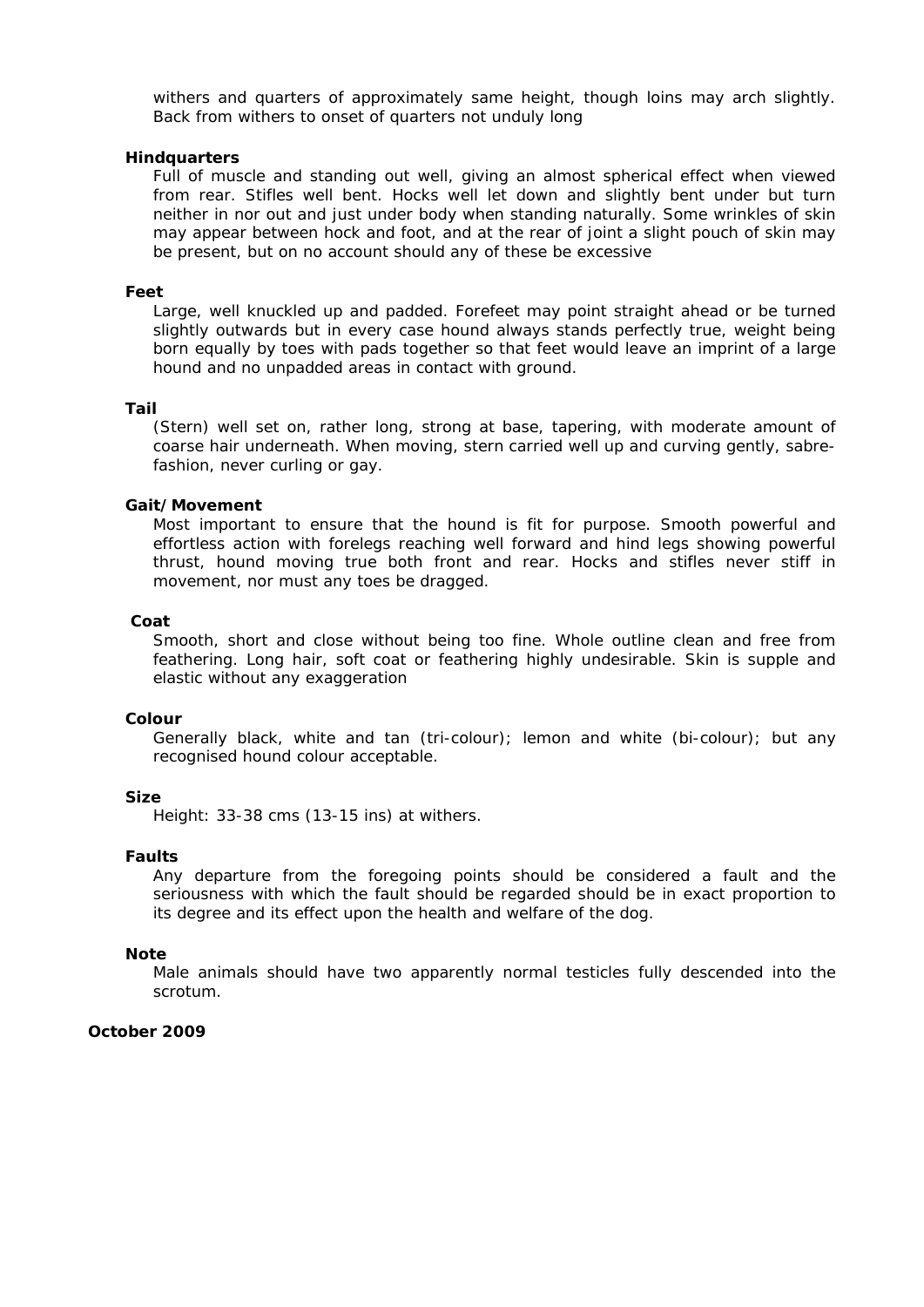withers and quarters of approximately same height, though loins may arch slightly. Back from withers to onset of quarters not unduly long

**Hindquarters**

Full of muscle and standing out well, giving an almost spherical effect when viewed from rear. Stifles well bent. Hocks well let down and slightly bent under but turn neither in nor out and just under body when standing naturally. Some wrinkles of skin may appear between hock and foot, and at the rear of joint a slight pouch of skin may be present, but on no account should any of these be excessive

**Feet**

Large, well knuckled up and padded. Forefeet may point straight ahead or be turned slightly outwards but in every case hound always stands perfectly true, weight being born equally by toes with pads together so that feet would leave an imprint of a large hound and no unpadded areas in contact with ground.

**Tail**

(Stern) well set on, rather long, strong at base, tapering, with moderate amount of coarse hair underneath. When moving, stern carried well up and curving gently, sabre-fashion, never curling or gay.

**Gait/Movement**

Most important to ensure that the hound is fit for purpose. Smooth powerful and effortless action with forelegs reaching well forward and hind legs showing powerful thrust, hound moving true both front and rear. Hocks and stifles never stiff in movement, nor must any toes be dragged.

**Coat**

Smooth, short and close without being too fine. Whole outline clean and free from feathering. Long hair, soft coat or feathering highly undesirable. Skin is supple and elastic without any exaggeration

**Colour**

Generally black, white and tan (tri-colour); lemon and white (bi-colour); but any recognised hound colour acceptable.

**Size**

Height: 33-38 cms (13-15 ins) at withers.

**Faults**

Any departure from the foregoing points should be considered a fault and the seriousness with which the fault should be regarded should be in exact proportion to its degree and its effect upon the health and welfare of the dog.

**Note**

Male animals should have two apparently normal testicles fully descended into the scrotum.

**October 2009**